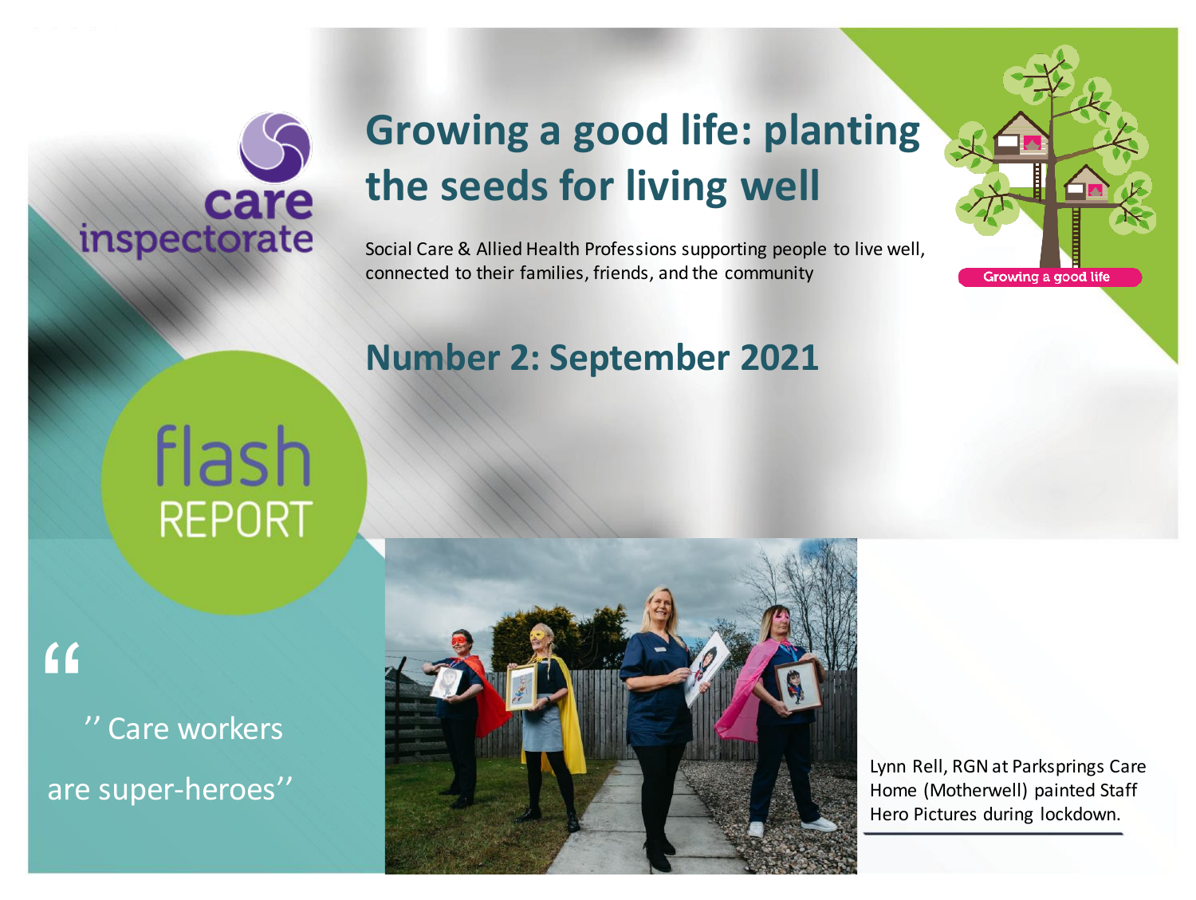care inspectorate

# Growing a good life: planting the seeds for living well

Social Care & Allied Health Professions supporting people to live well, connected to their families, friends, and the community

Growing a good life

## Number 2: September 2021

flash REPORT

"'' Care workers are super-heroes''"

Lynn Rell, RGN at Parksprings Care Home (Motherwell) painted Staff Hero Pictures during lockdown.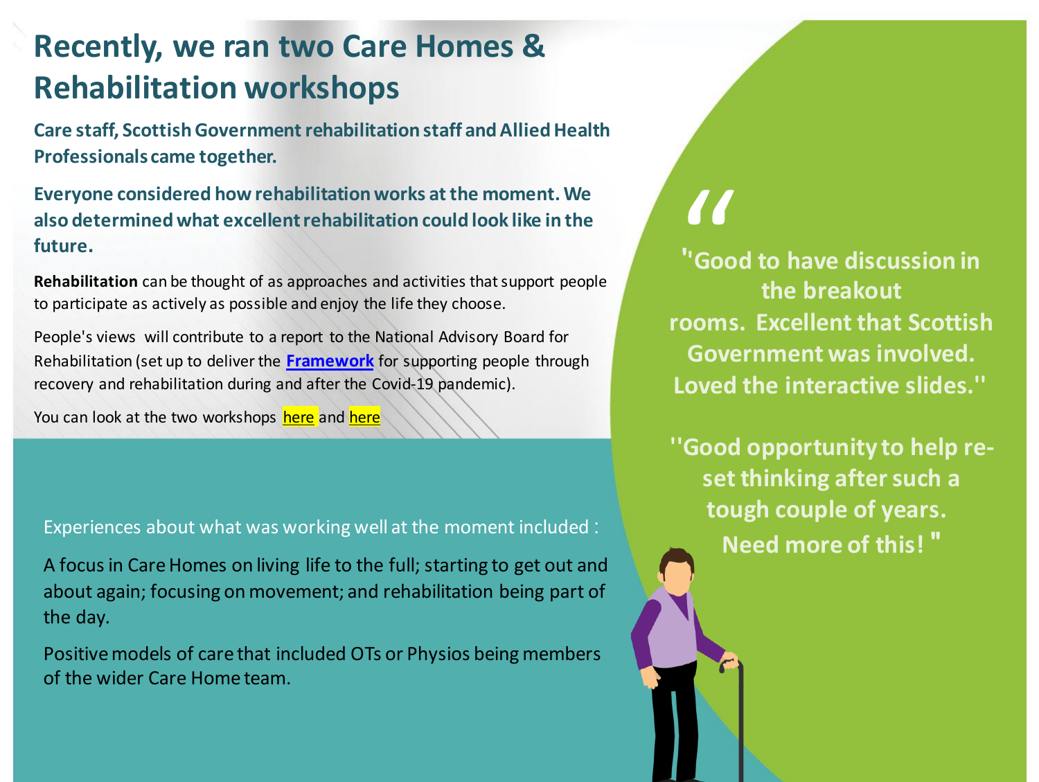# Recently, we ran two Care Homes & Rehabilitation workshops

**Care staff, Scottish Government rehabilitation staff and Allied Health Professionals came together.**

**Everyone considered how rehabilitation works at the moment. We also determined what excellent rehabilitation could look like in the future.**

**Rehabilitation** can be thought of as approaches and activities that support people to participate as actively as possible and enjoy the life they choose.

People's views will contribute to a report to the National Advisory Board for Rehabilitation (set up to deliver the **Framework** for supporting people through recovery and rehabilitation during and after the Covid-19 pandemic).

You can look at the two workshops here and here

Experiences about what was working well at the moment included :

A focus in Care Homes on living life to the full; starting to get out and about again; focusing on movement; and rehabilitation being part of the day.

Positive models of care that included OTs or Physios being members of the wider Care Home team.

> **"Good to have discussion in the breakout rooms. Excellent that Scottish Government was involved. Loved the interactive slides."**

> **"Good opportunity to help re-set thinking after such a tough couple of years. Need more of this! "**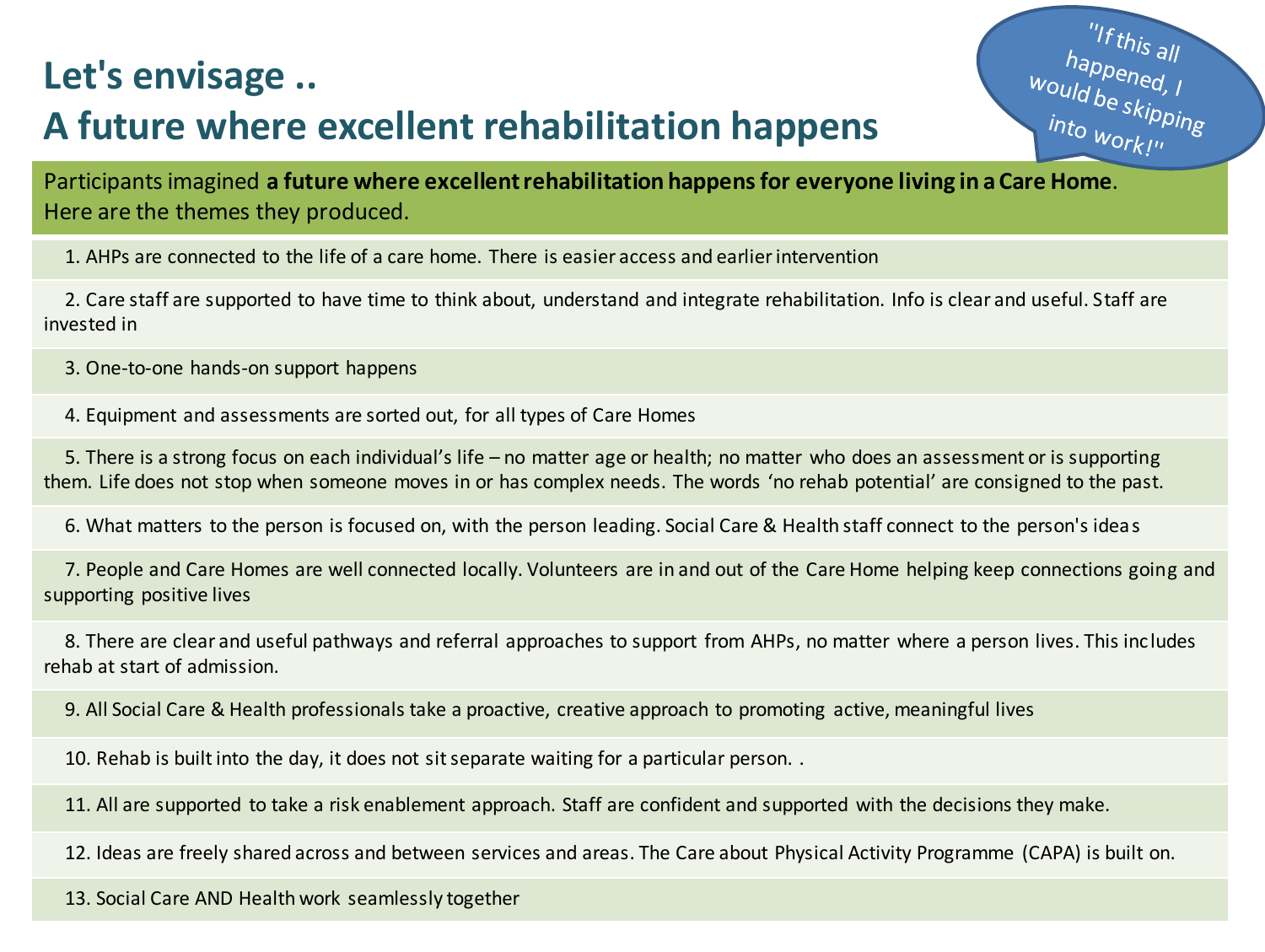# Let's envisage ..
# A future where excellent rehabilitation happens

"If this all happened, I would be skipping into work!"

Participants imagined **a future where excellent rehabilitation happens for everyone living in a Care Home**. Here are the themes they produced.

1. AHPs are connected to the life of a care home. There is easier access and earlier intervention
2. Care staff are supported to have time to think about, understand and integrate rehabilitation. Info is clear and useful. Staff are invested in
3. One-to-one hands-on support happens
4. Equipment and assessments are sorted out, for all types of Care Homes
5. There is a strong focus on each individual's life – no matter age or health; no matter who does an assessment or is supporting them. Life does not stop when someone moves in or has complex needs. The words 'no rehab potential' are consigned to the past.
6. What matters to the person is focused on, with the person leading. Social Care & Health staff connect to the person's ideas
7. People and Care Homes are well connected locally. Volunteers are in and out of the Care Home helping keep connections going and supporting positive lives
8. There are clear and useful pathways and referral approaches to support from AHPs, no matter where a person lives. This includes rehab at start of admission.
9. All Social Care & Health professionals take a proactive, creative approach to promoting active, meaningful lives
10. Rehab is built into the day, it does not sit separate waiting for a particular person. .
11. All are supported to take a risk enablement approach. Staff are confident and supported with the decisions they make.
12. Ideas are freely shared across and between services and areas. The Care about Physical Activity Programme (CAPA) is built on.
13. Social Care AND Health work seamlessly together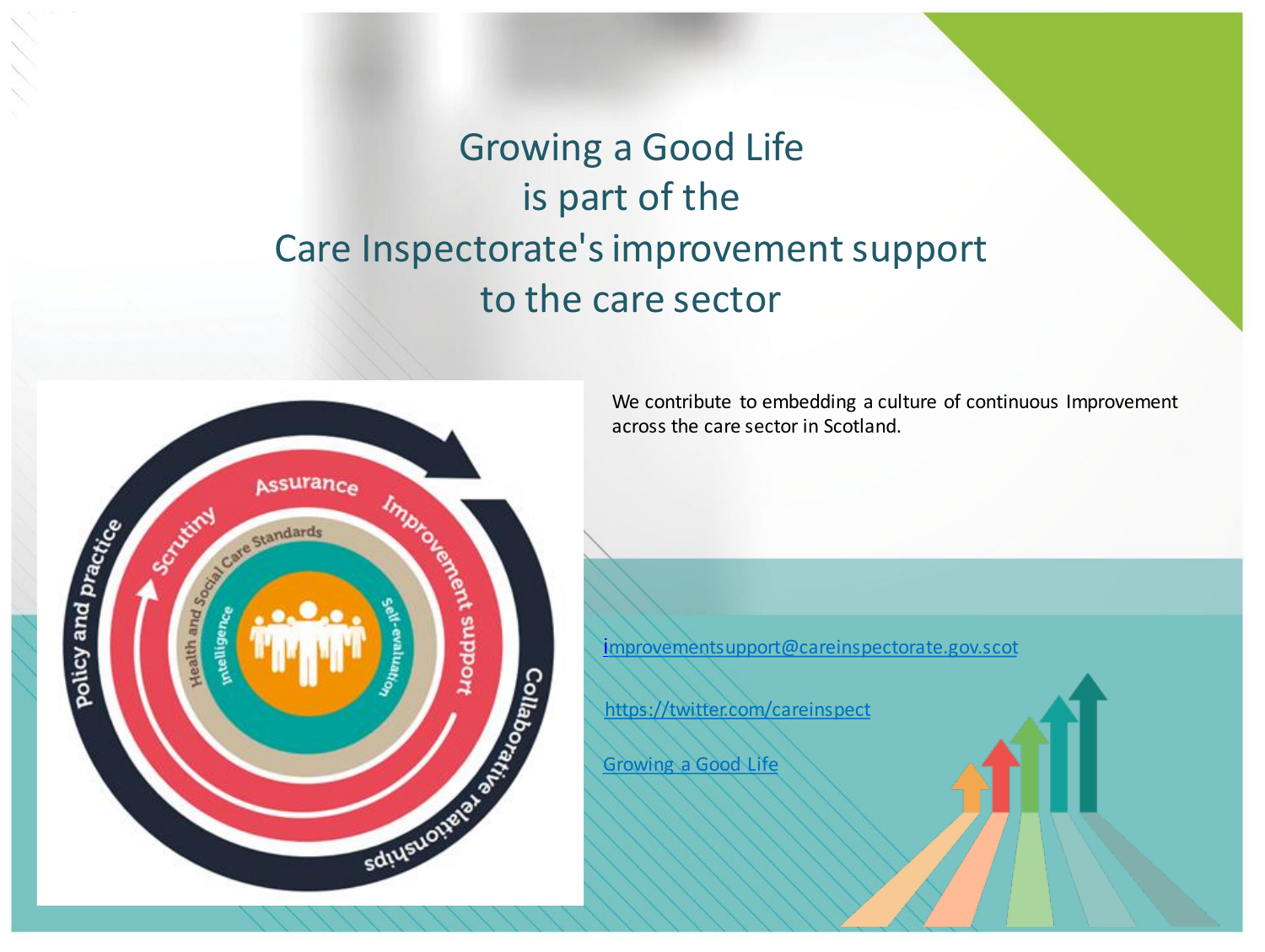# Growing a Good Life is part of the Care Inspectorate's improvement support to the care sector

Policy and practice

Scrutiny

Assurance

Improvement support

Health and Social Care Standards

Intelligence

Self-evaluation

Collaborative relationships

We contribute to embedding a culture of continuous Improvement across the care sector in Scotland.

iimprovementsupport@careinspectorate.gov.scot

https://twitter.com/careinspect

Growing a Good Life